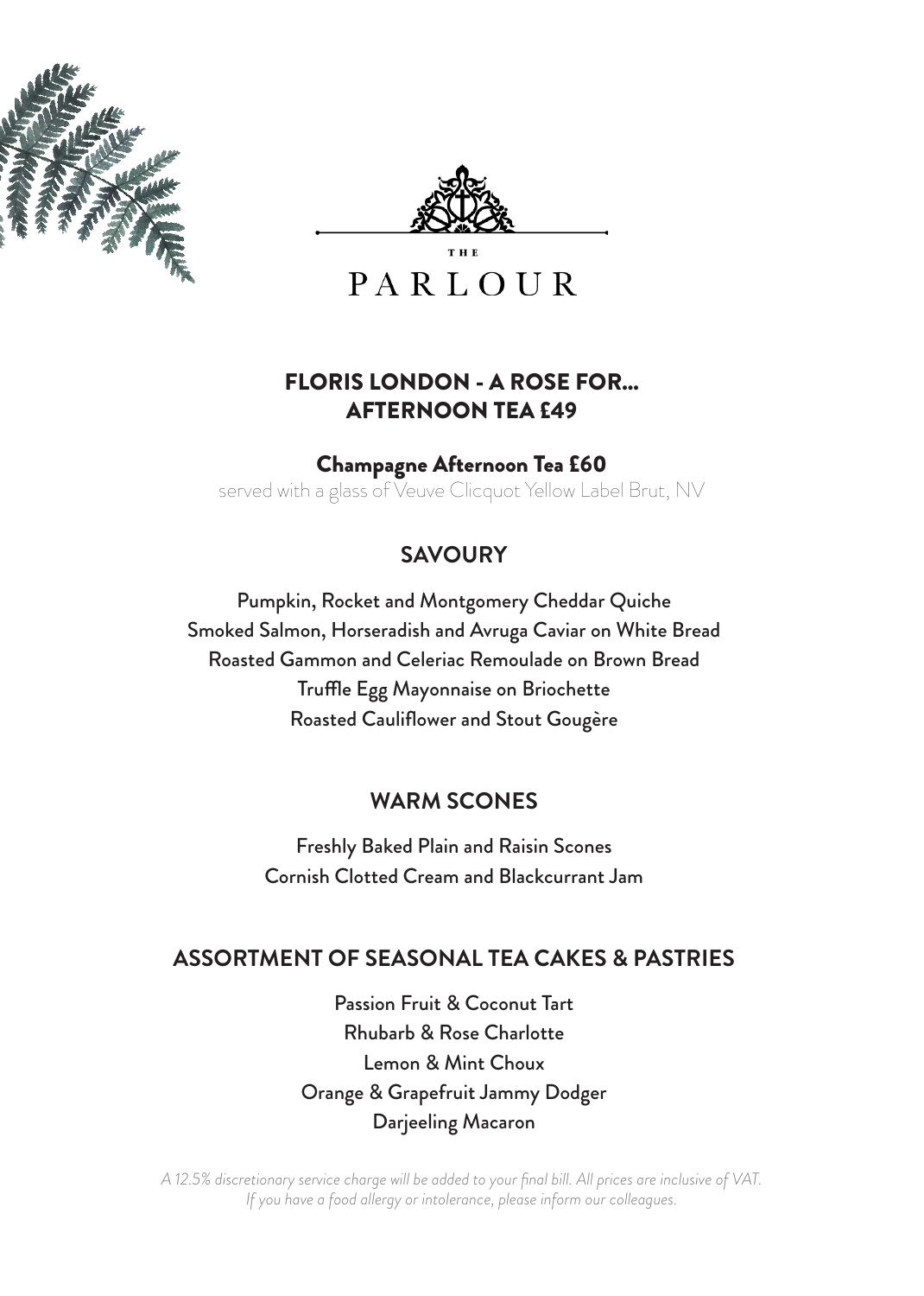THE

# PARLOUR

## FLORIS LONDON - A ROSE FOR... AFTERNOON TEA £49

### Champagne Afternoon Tea £60

served with a glass of Veuve Clicquot Yellow Label Brut, NV

## SAVOURY

Pumpkin, Rocket and Montgomery Cheddar Quiche
Smoked Salmon, Horseradish and Avruga Caviar on White Bread
Roasted Gammon and Celeriac Remoulade on Brown Bread
Truffle Egg Mayonnaise on Briochette
Roasted Cauliflower and Stout Gougère

## WARM SCONES

Freshly Baked Plain and Raisin Scones
Cornish Clotted Cream and Blackcurrant Jam

## ASSORTMENT OF SEASONAL TEA CAKES & PASTRIES

Passion Fruit & Coconut Tart
Rhubarb & Rose Charlotte
Lemon & Mint Choux
Orange & Grapefruit Jammy Dodger
Darjeeling Macaron

*A 12.5% discretionary service charge will be added to your final bill. All prices are inclusive of VAT.*
*If you have a food allergy or intolerance, please inform our colleagues.*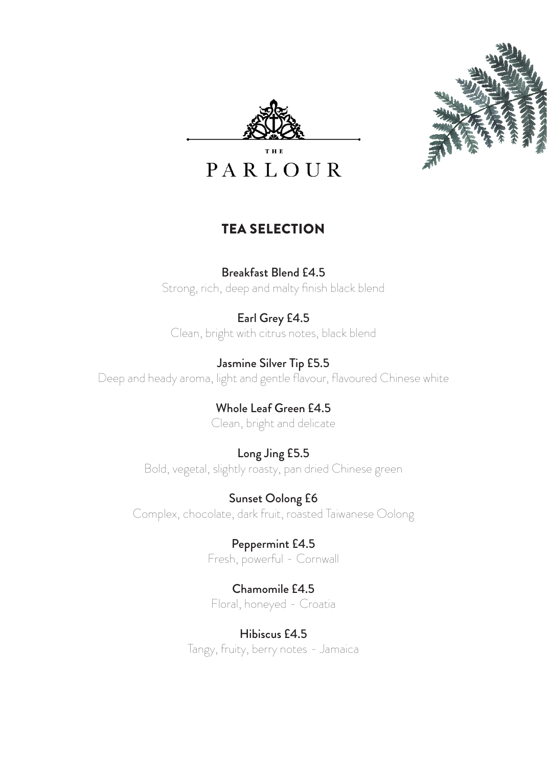THE

# PARLOUR

## TEA SELECTION

**Breakfast Blend £4.5**
Strong, rich, deep and malty finish black blend

**Earl Grey £4.5**
Clean, bright with citrus notes, black blend

**Jasmine Silver Tip £5.5**
Deep and heady aroma, light and gentle flavour, flavoured Chinese white

**Whole Leaf Green £4.5**
Clean, bright and delicate

**Long Jing £5.5**
Bold, vegetal, slightly roasty, pan dried Chinese green

**Sunset Oolong £6**
Complex, chocolate, dark fruit, roasted Taiwanese Oolong

**Peppermint £4.5**
Fresh, powerful - Cornwall

**Chamomile £4.5**
Floral, honeyed - Croatia

**Hibiscus £4.5**
Tangy, fruity, berry notes - Jamaica